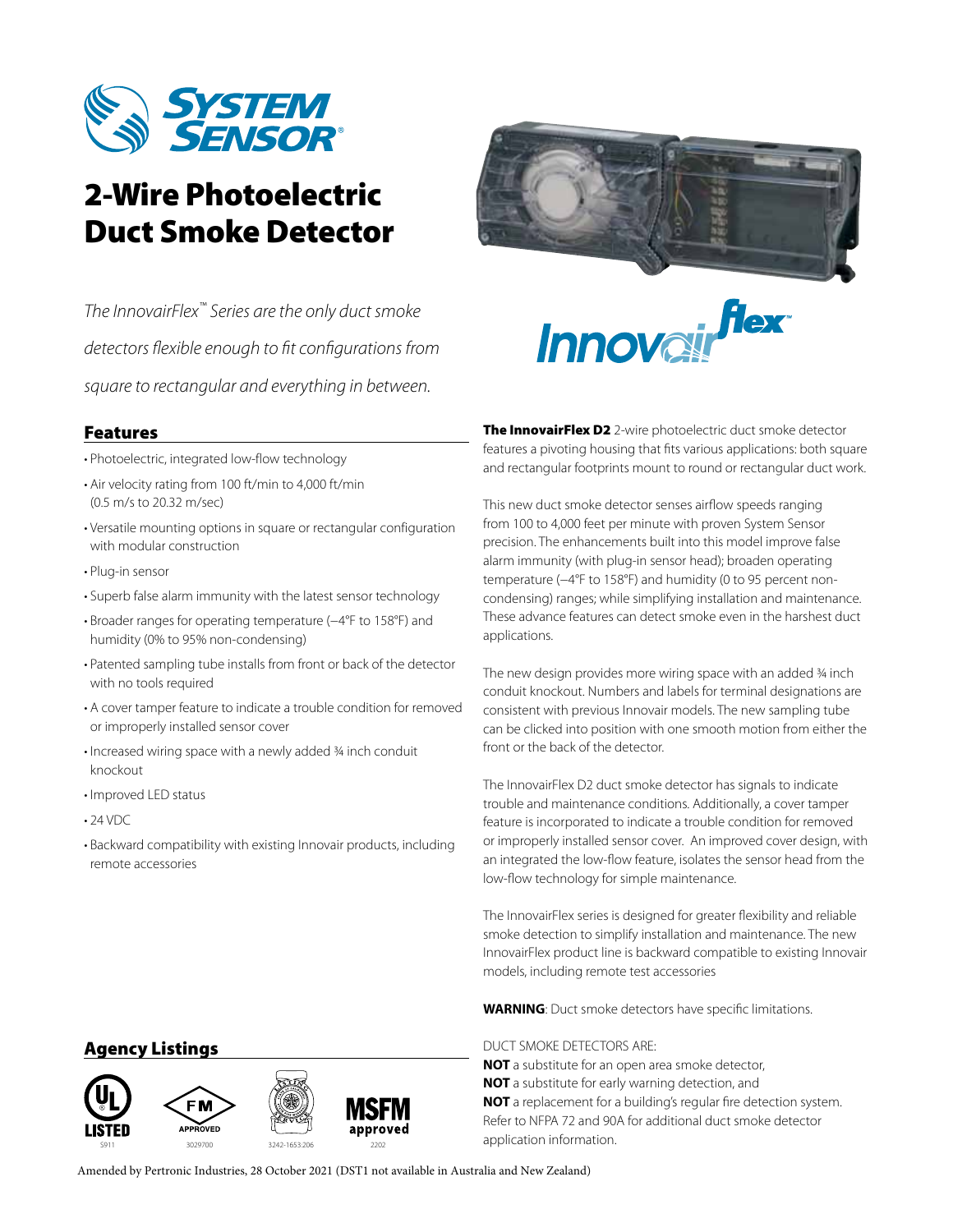# 2-Wire Photoelectric Duct Smoke Detector

*The InnovairFlex™ Series are the only duct smoke detectors flexible enough to fit configurations from square to rectangular and everything in between.*

## Features

- Photoelectric, integrated low-flow technology
- Air velocity rating from 100 ft/min to 4,000 ft/min (0.5 m/s to 20.32 m/sec)
- Versatile mounting options in square or rectangular configuration with modular construction
- Plug-in sensor
- Superb false alarm immunity with the latest sensor technology
- Broader ranges for operating temperature (–4°F to 158°F) and humidity (0% to 95% non-condensing)
- Patented sampling tube installs from front or back of the detector with no tools required
- A cover tamper feature to indicate a trouble condition for removed or improperly installed sensor cover
- Increased wiring space with a newly added ¾ inch conduit knockout
- Improved LED status
- 24 VDC
- Backward compatibility with existing Innovair products, including remote accessories

**The InnovairFlex D2** 2-wire photoelectric duct smoke detector features a pivoting housing that fits various applications: both square and rectangular footprints mount to round or rectangular duct work.

This new duct smoke detector senses airflow speeds ranging from 100 to 4,000 feet per minute with proven System Sensor precision. The enhancements built into this model improve false alarm immunity (with plug-in sensor head); broaden operating temperature (–4°F to 158°F) and humidity (0 to 95 percent non-condensing) ranges; while simplifying installation and maintenance. These advance features can detect smoke even in the harshest duct applications.

The new design provides more wiring space with an added ¾ inch conduit knockout. Numbers and labels for terminal designations are consistent with previous Innovair models. The new sampling tube can be clicked into position with one smooth motion from either the front or the back of the detector.

The InnovairFlex D2 duct smoke detector has signals to indicate trouble and maintenance conditions. Additionally, a cover tamper feature is incorporated to indicate a trouble condition for removed or improperly installed sensor cover. An improved cover design, with an integrated the low-flow feature, isolates the sensor head from the low-flow technology for simple maintenance.

The InnovairFlex series is designed for greater flexibility and reliable smoke detection to simplify installation and maintenance. The new InnovairFlex product line is backward compatible to existing Innovair models, including remote test accessories

**WARNING**: Duct smoke detectors have specific limitations.

DUCT SMOKE DETECTORS ARE:
**NOT** a substitute for an open area smoke detector,
**NOT** a substitute for early warning detection, and
**NOT** a replacement for a building's regular fire detection system.
Refer to NFPA 72 and 90A for additional duct smoke detector application information.

## Agency Listings

UL LISTED S911 | FM APPROVED 3029700 | 3242-1653:206 | MSFM approved 2202

Amended by Pertronic Industries, 28 October 2021 (DST1 not available in Australia and New Zealand)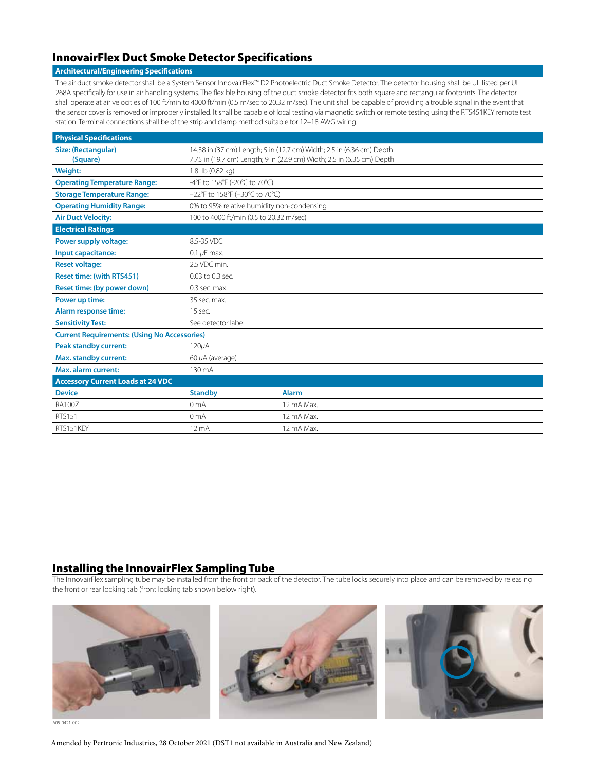## InnovairFlex Duct Smoke Detector Specifications

### Architectural/Engineering Specifications

The air duct smoke detector shall be a System Sensor InnovairFlex™ D2 Photoelectric Duct Smoke Detector. The detector housing shall be UL listed per UL 268A specifically for use in air handling systems. The flexible housing of the duct smoke detector fits both square and rectangular footprints. The detector shall operate at air velocities of 100 ft/min to 4000 ft/min (0.5 m/sec to 20.32 m/sec). The unit shall be capable of providing a trouble signal in the event that the sensor cover is removed or improperly installed. It shall be capable of local testing via magnetic switch or remote testing using the RTS451KEY remote test station. Terminal connections shall be of the strip and clamp method suitable for 12–18 AWG wiring.

| Physical Specifications | | |
|---|---|---|
| **Size: (Rectangular)** | 14.38 in (37 cm) Length; 5 in (12.7 cm) Width; 2.5 in (6.36 cm) Depth | |
| **(Square)** | 7.75 in (19.7 cm) Length; 9 in (22.9 cm) Width; 2.5 in (6.35 cm) Depth | |
| **Weight:** | 1.8 lb (0.82 kg) | |
| **Operating Temperature Range:** | -4°F to 158°F (-20°C to 70°C) | |
| **Storage Temperature Range:** | –22°F to 158°F (–30°C to 70°C) | |
| **Operating Humidity Range:** | 0% to 95% relative humidity non-condensing | |
| **Air Duct Velocity:** | 100 to 4000 ft/min (0.5 to 20.32 m/sec) | |
| **Electrical Ratings** | | |
| **Power supply voltage:** | 8.5-35 VDC | |
| **Input capacitance:** | 0.1 µF max. | |
| **Reset voltage:** | 2.5 VDC min. | |
| **Reset time: (with RTS451)** | 0.03 to 0.3 sec. | |
| **Reset time: (by power down)** | 0.3 sec. max. | |
| **Power up time:** | 35 sec. max. | |
| **Alarm response time:** | 15 sec. | |
| **Sensitivity Test:** | See detector label | |
| **Current Requirements: (Using No Accessories)** | | |
| **Peak standby current:** | 120µA | |
| **Max. standby current:** | 60 µA (average) | |
| **Max. alarm current:** | 130 mA | |
| **Accessory Current Loads at 24 VDC** | | |
| **Device** | **Standby** | **Alarm** |
| RA100Z | 0 mA | 12 mA Max. |
| RTS151 | 0 mA | 12 mA Max. |
| RTS151KEY | 12 mA | 12 mA Max. |

## Installing the InnovairFlex Sampling Tube

The InnovairFlex sampling tube may be installed from the front or back of the detector. The tube locks securely into place and can be removed by releasing the front or rear locking tab (front locking tab shown below right).

A05-0421-002

Amended by Pertronic Industries, 28 October 2021 (DST1 not available in Australia and New Zealand)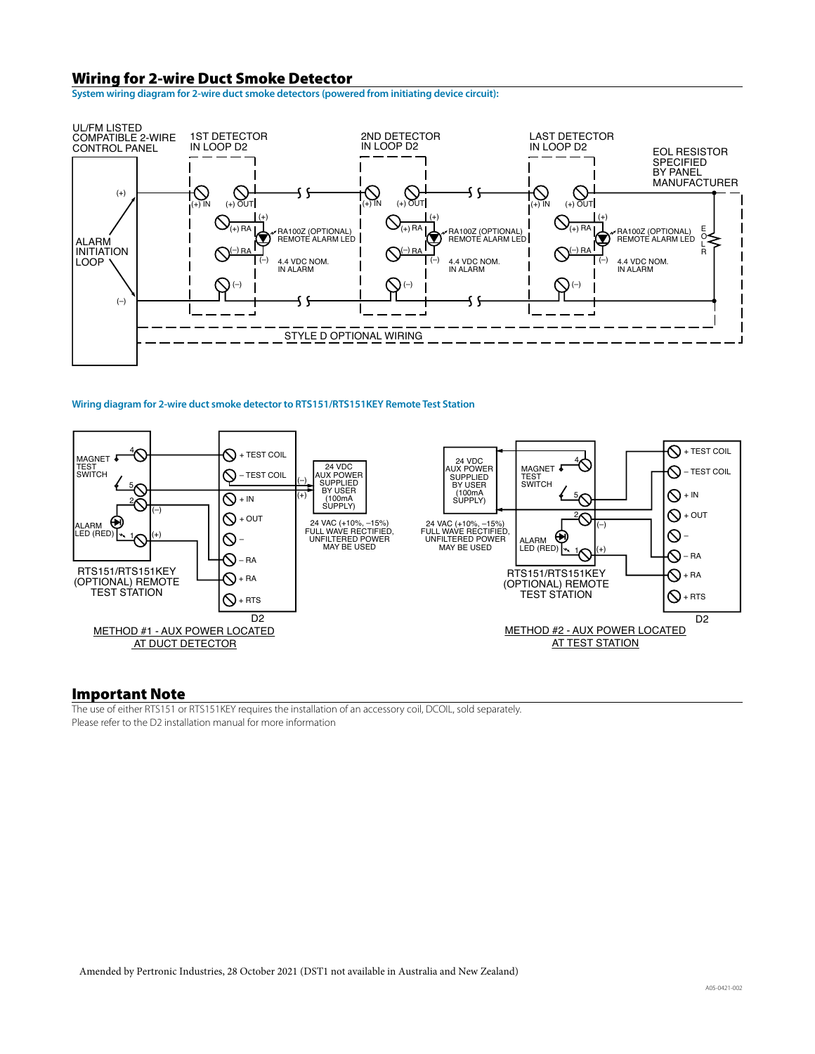## Wiring for 2-wire Duct Smoke Detector

**System wiring diagram for 2-wire duct smoke detectors (powered from initiating device circuit):**

**Wiring diagram for 2-wire duct smoke detector to RTS151/RTS151KEY Remote Test Station**

## Important Note

The use of either RTS151 or RTS151KEY requires the installation of an accessory coil, DCOIL, sold separately.
Please refer to the D2 installation manual for more information

Amended by Pertronic Industries, 28 October 2021 (DST1 not available in Australia and New Zealand)

A05-0421-002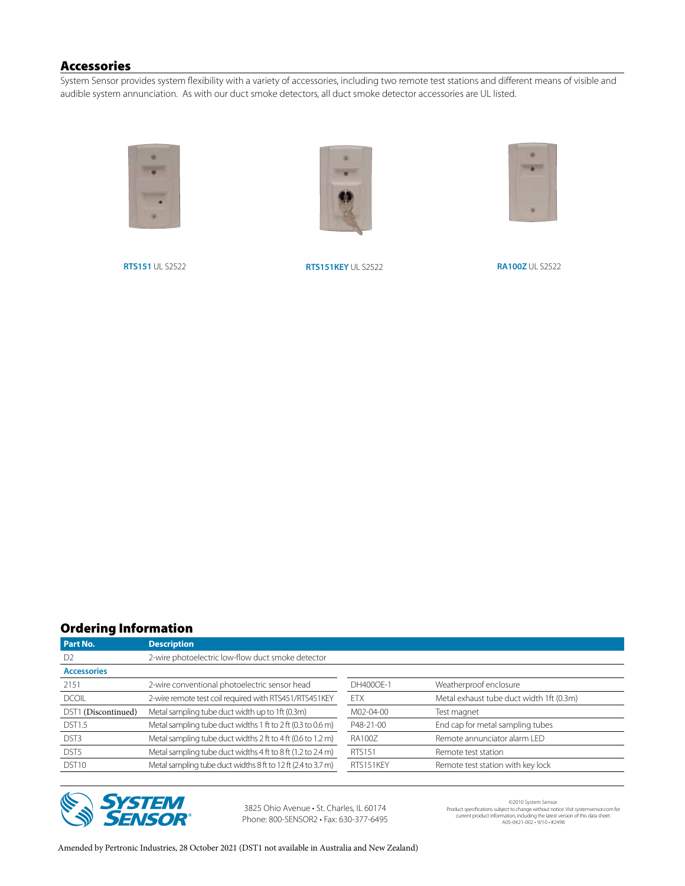## Accessories

System Sensor provides system flexibility with a variety of accessories, including two remote test stations and different means of visible and audible system annunciation. As with our duct smoke detectors, all duct smoke detector accessories are UL listed.

**RTS151** UL S2522

**RTS151KEY** UL S2522

**RA100Z** UL S2522

## Ordering Information

| Part No. | Description | | |
|---|---|---|---|
| D2 | 2-wire photoelectric low-flow duct smoke detector | | |
| **Accessories** | | | |
| 2151 | 2-wire conventional photoelectric sensor head | DH400OE-1 | Weatherproof enclosure |
| DCOIL | 2-wire remote test coil required with RTS451/RTS451KEY | ETX | Metal exhaust tube duct width 1ft (0.3m) |
| DST1 (Discontinued) | Metal sampling tube duct width up to 1ft (0.3m) | M02-04-00 | Test magnet |
| DST1.5 | Metal sampling tube duct widths 1 ft to 2 ft (0.3 to 0.6 m) | P48-21-00 | End cap for metal sampling tubes |
| DST3 | Metal sampling tube duct widths 2 ft to 4 ft (0.6 to 1.2 m) | RA100Z | Remote annunciator alarm LED |
| DST5 | Metal sampling tube duct widths 4 ft to 8 ft (1.2 to 2.4 m) | RTS151 | Remote test station |
| DST10 | Metal sampling tube duct widths 8 ft to 12 ft (2.4 to 3.7 m) | RTS151KEY | Remote test station with key lock |

SYSTEM SENSOR®

3825 Ohio Avenue • St. Charles, IL 60174
Phone: 800-SENSOR2 • Fax: 630-377-6495

©2010 System Sensor.
Product specifications subject to change without notice. Visit systemsensor.com for current product information, including the latest version of this data sheet.
A05-0421-002 • 9/10 • #2498

Amended by Pertronic Industries, 28 October 2021 (DST1 not available in Australia and New Zealand)